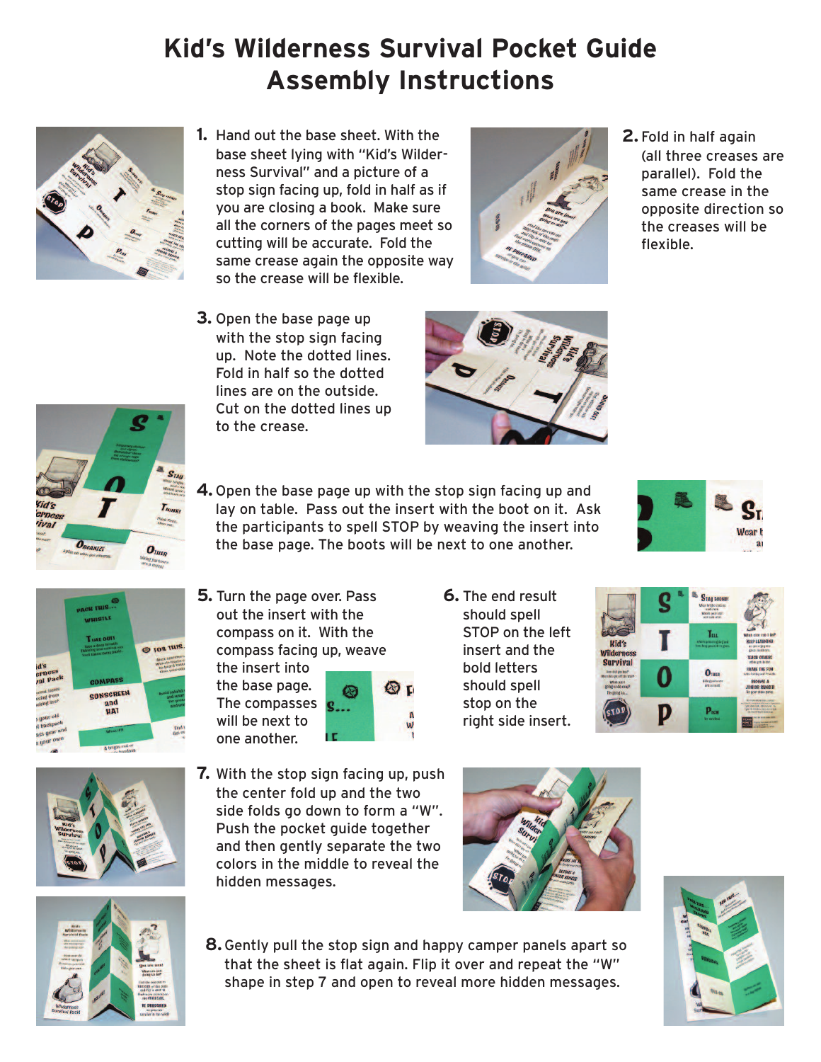# Kid's Wilderness Survival Pocket Guide Assembly Instructions

1. Hand out the base sheet. With the base sheet lying with "Kid's Wilderness Survival" and a picture of a stop sign facing up, fold in half as if you are closing a book. Make sure all the corners of the pages meet so cutting will be accurate. Fold the same crease again the opposite way so the crease will be flexible.

2. Fold in half again (all three creases are parallel). Fold the same crease in the opposite direction so the creases will be flexible.

3. Open the base page up with the stop sign facing up. Note the dotted lines. Fold in half so the dotted lines are on the outside. Cut on the dotted lines up to the crease.

4. Open the base page up with the stop sign facing up and lay on table. Pass out the insert with the boot on it. Ask the participants to spell STOP by weaving the insert into the base page. The boots will be next to one another.

5. Turn the page over. Pass out the insert with the compass on it. With the compass facing up, weave the insert into the base page. The compasses will be next to one another.

6. The end result should spell STOP on the left insert and the bold letters should spell stop on the right side insert.

7. With the stop sign facing up, push the center fold up and the two side folds go down to form a "W". Push the pocket guide together and then gently separate the two colors in the middle to reveal the hidden messages.

8. Gently pull the stop sign and happy camper panels apart so that the sheet is flat again. Flip it over and repeat the "W" shape in step 7 and open to reveal more hidden messages.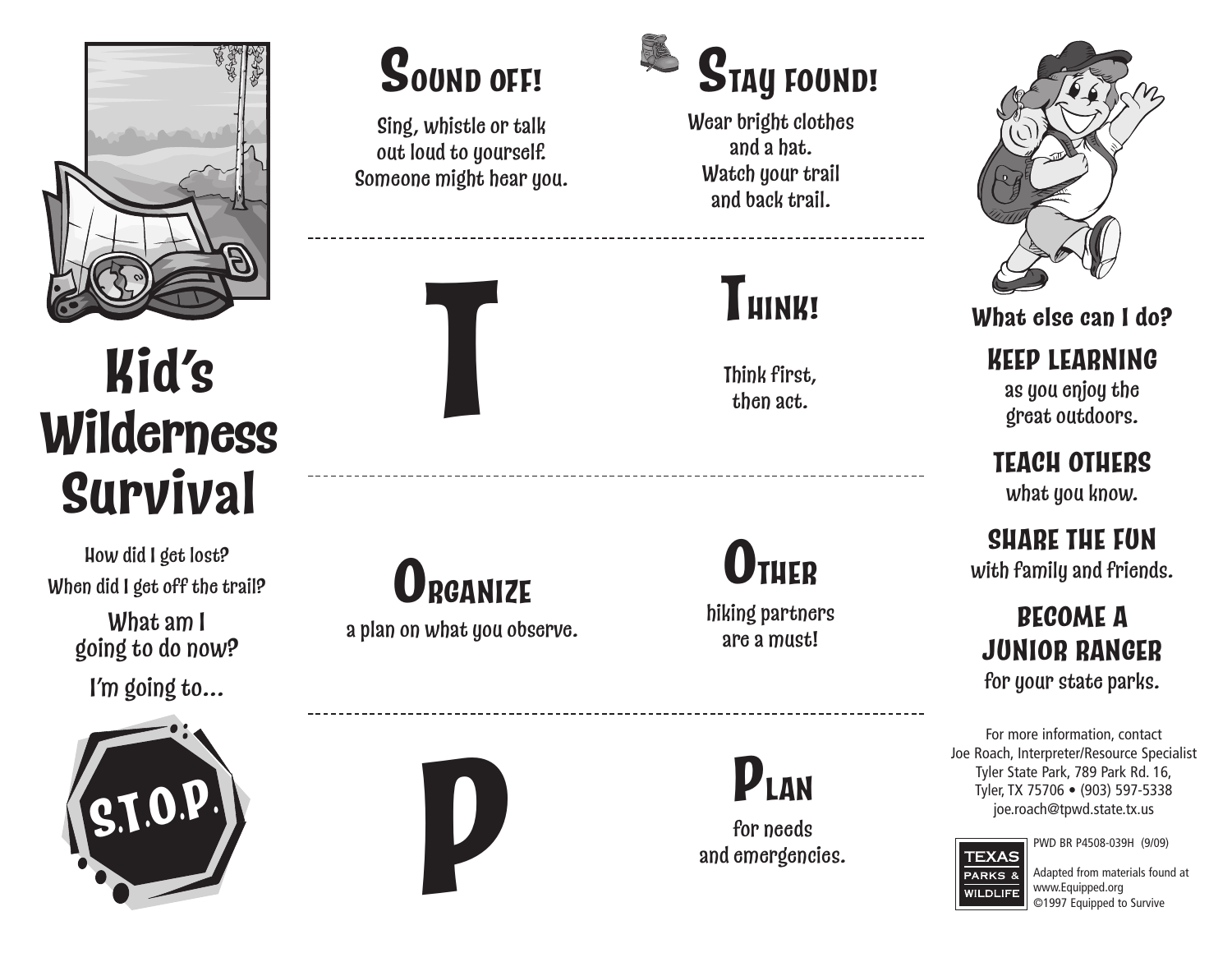# Kid's Wilderness Survival

How did I get lost?

When did I get off the trail?

What am I going to do now?

I'm going to...

S.T.O.P.

## Sound off!

Sing, whistle or talk out loud to yourself. Someone might hear you.

## Stay found!

Wear bright clothes and a hat. Watch your trail and back trail.

## T

## Think!

Think first, then act.

## Organize

a plan on what you observe.

## Other

hiking partners are a must!

## P

## Plan

for needs and emergencies.

What else can I do?

**KEEP LEARNING** as you enjoy the great outdoors.

**TEACH OTHERS** what you know.

**SHARE THE FUN** with family and friends.

**BECOME A JUNIOR RANGER** for your state parks.

For more information, contact
Joe Roach, Interpreter/Resource Specialist
Tyler State Park, 789 Park Rd. 16,
Tyler, TX 75706 • (903) 597-5338
joe.roach@tpwd.state.tx.us

TEXAS PARKS & WILDLIFE

PWD BR P4508-039H (9/09)

Adapted from materials found at www.Equipped.org
©1997 Equipped to Survive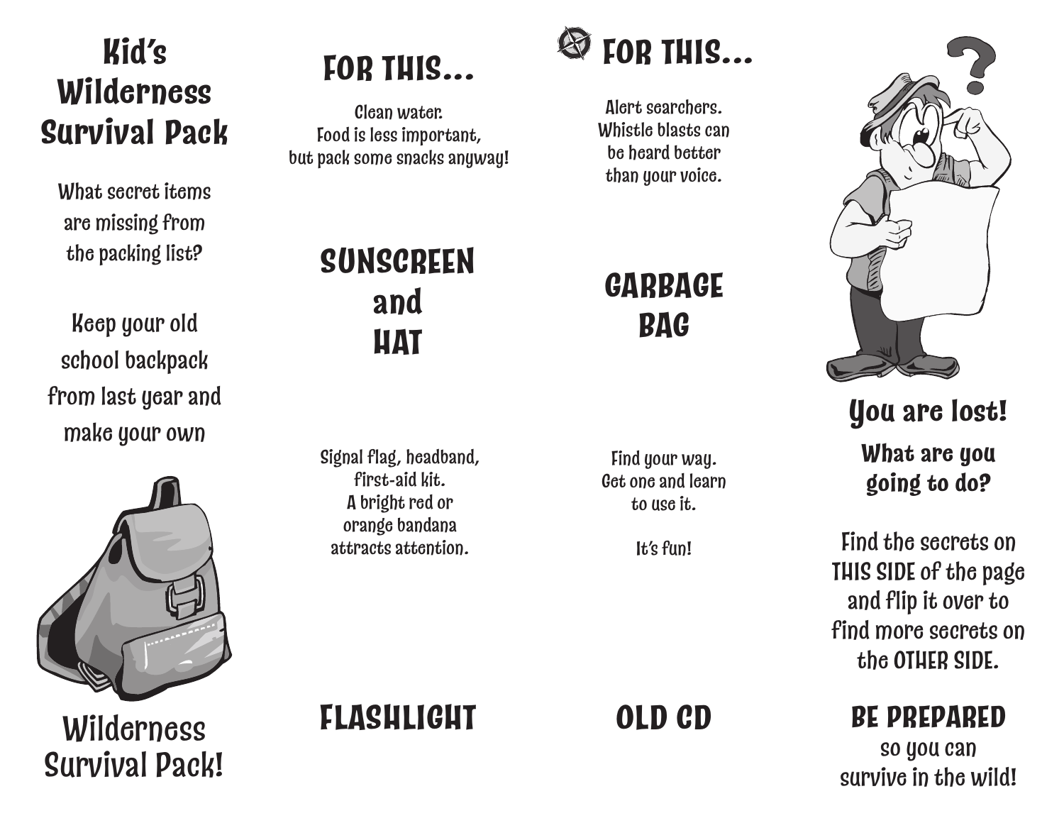# Kid's Wilderness Survival Pack

What secret items are missing from the packing list?

Keep your old school backpack from last year and make your own

Wilderness Survival Pack!

## FOR THIS...

Clean water.
Food is less important,
but pack some snacks anyway!

## SUNSCREEN and HAT

Signal flag, headband,
first-aid kit.
A bright red or
orange bandana
attracts attention.

## FLASHLIGHT

## FOR THIS...

Alert searchers.
Whistle blasts can
be heard better
than your voice.

## GARBAGE BAG

Find your way.
Get one and learn
to use it.

It's fun!

## OLD CD

## You are lost!

**What are you going to do?**

Find the secrets on THIS SIDE of the page and flip it over to find more secrets on the OTHER SIDE.

**BE PREPARED**

so you can survive in the wild!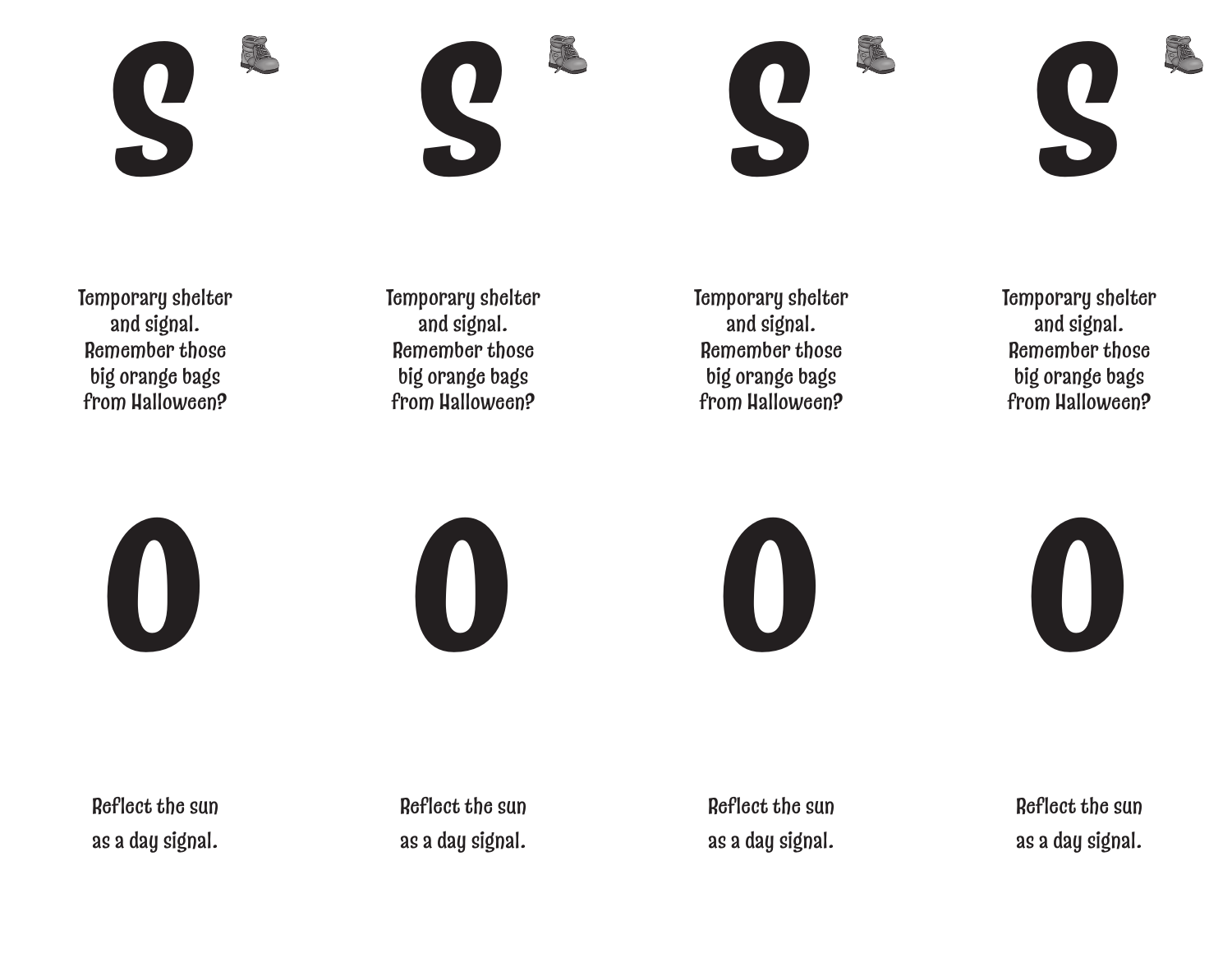S

S

S

S

Temporary shelter and signal. Remember those big orange bags from Halloween?

Temporary shelter and signal. Remember those big orange bags from Halloween?

Temporary shelter and signal. Remember those big orange bags from Halloween?

Temporary shelter and signal. Remember those big orange bags from Halloween?

O

O

O

O

Reflect the sun as a day signal.

Reflect the sun as a day signal.

Reflect the sun as a day signal.

Reflect the sun as a day signal.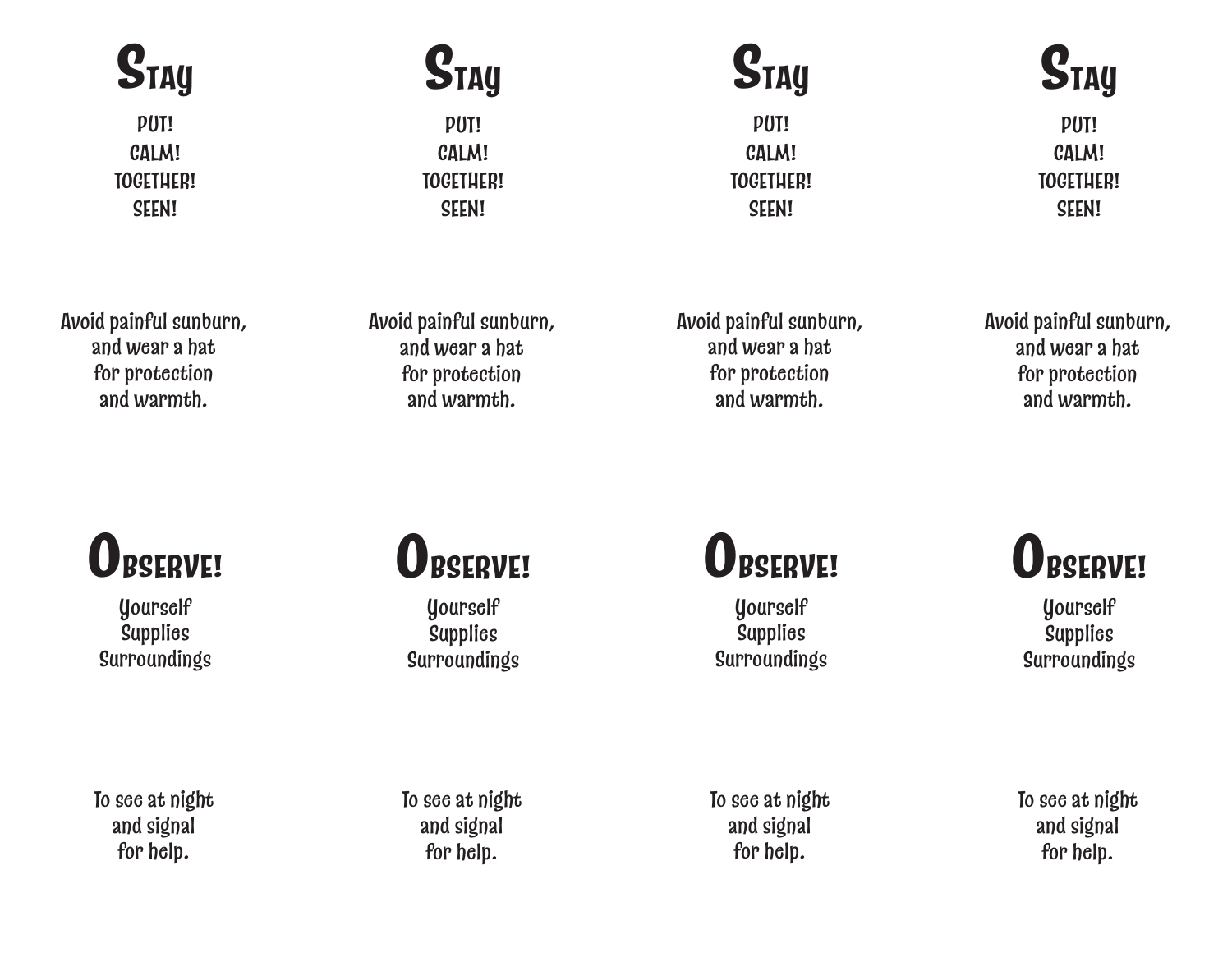# Stay

PUT!
CALM!
TOGETHER!
SEEN!

Avoid painful sunburn,
and wear a hat
for protection
and warmth.

# Stay

PUT!
CALM!
TOGETHER!
SEEN!

Avoid painful sunburn,
and wear a hat
for protection
and warmth.

# Stay

PUT!
CALM!
TOGETHER!
SEEN!

Avoid painful sunburn,
and wear a hat
for protection
and warmth.

# Stay

PUT!
CALM!
TOGETHER!
SEEN!

Avoid painful sunburn,
and wear a hat
for protection
and warmth.

# Observe!

Yourself
Supplies
Surroundings

To see at night
and signal
for help.

# Observe!

Yourself
Supplies
Surroundings

To see at night
and signal
for help.

# Observe!

Yourself
Supplies
Surroundings

To see at night
and signal
for help.

# Observe!

Yourself
Supplies
Surroundings

To see at night
and signal
for help.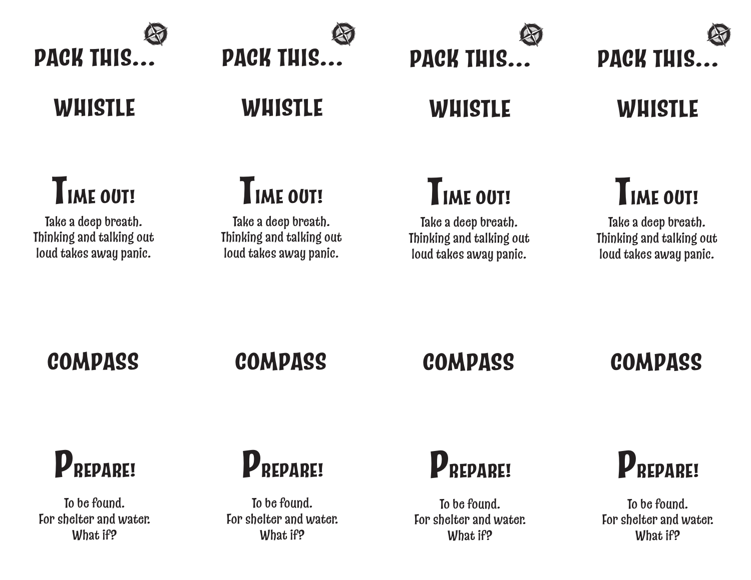PACK THIS...

WHISTLE

PACK THIS...

WHISTLE

PACK THIS...

WHISTLE

PACK THIS...

WHISTLE

TIME OUT!

Take a deep breath.
Thinking and talking out loud takes away panic.

TIME OUT!

Take a deep breath.
Thinking and talking out loud takes away panic.

TIME OUT!

Take a deep breath.
Thinking and talking out loud takes away panic.

TIME OUT!

Take a deep breath.
Thinking and talking out loud takes away panic.

COMPASS

COMPASS

COMPASS

COMPASS

PREPARE!

To be found.
For shelter and water.
What if?

PREPARE!

To be found.
For shelter and water.
What if?

PREPARE!

To be found.
For shelter and water.
What if?

PREPARE!

To be found.
For shelter and water.
What if?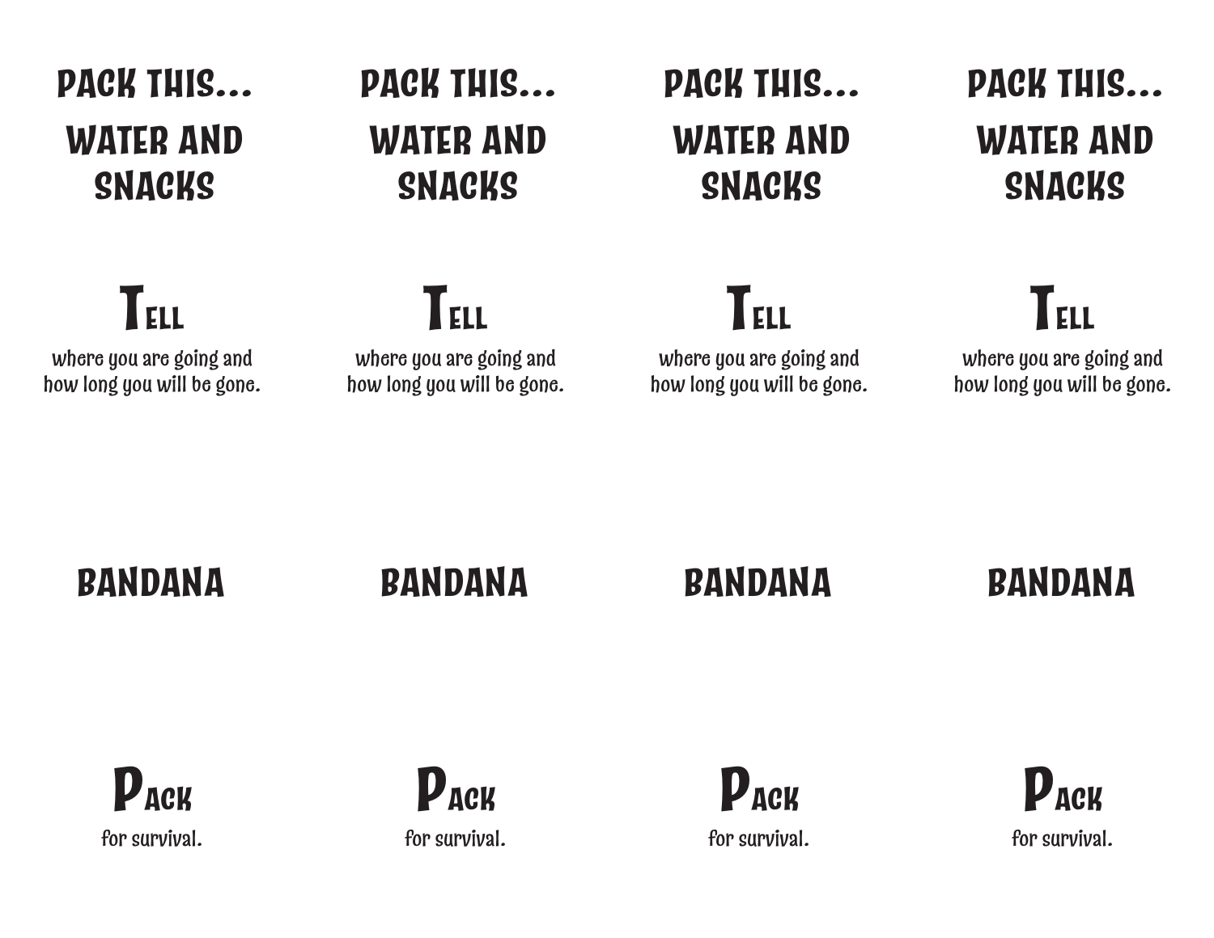PACK THIS...

WATER AND SNACKS

PACK THIS...

WATER AND SNACKS

PACK THIS...

WATER AND SNACKS

PACK THIS...

WATER AND SNACKS

**TELL**

where you are going and how long you will be gone.

**TELL**

where you are going and how long you will be gone.

**TELL**

where you are going and how long you will be gone.

**TELL**

where you are going and how long you will be gone.

BANDANA

BANDANA

BANDANA

BANDANA

**PACK**

for survival.

**PACK**

for survival.

**PACK**

for survival.

**PACK**

for survival.